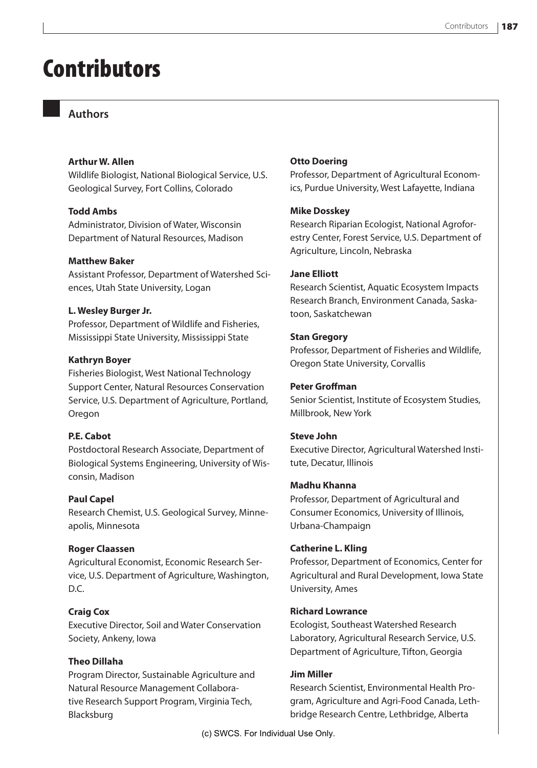# Contributors

## Authors

**Arthur W. Allen**
Wildlife Biologist, National Biological Service, U.S. Geological Survey, Fort Collins, Colorado

**Todd Ambs**
Administrator, Division of Water, Wisconsin Department of Natural Resources, Madison

**Matthew Baker**
Assistant Professor, Department of Watershed Sciences, Utah State University, Logan

**L. Wesley Burger Jr.**
Professor, Department of Wildlife and Fisheries, Mississippi State University, Mississippi State

**Kathryn Boyer**
Fisheries Biologist, West National Technology Support Center, Natural Resources Conservation Service, U.S. Department of Agriculture, Portland, Oregon

**P.E. Cabot**
Postdoctoral Research Associate, Department of Biological Systems Engineering, University of Wisconsin, Madison

**Paul Capel**
Research Chemist, U.S. Geological Survey, Minneapolis, Minnesota

**Roger Claassen**
Agricultural Economist, Economic Research Service, U.S. Department of Agriculture, Washington, D.C.

**Craig Cox**
Executive Director, Soil and Water Conservation Society, Ankeny, Iowa

**Theo Dillaha**
Program Director, Sustainable Agriculture and Natural Resource Management Collaborative Research Support Program, Virginia Tech, Blacksburg

**Otto Doering**
Professor, Department of Agricultural Economics, Purdue University, West Lafayette, Indiana

**Mike Dosskey**
Research Riparian Ecologist, National Agroforestry Center, Forest Service, U.S. Department of Agriculture, Lincoln, Nebraska

**Jane Elliott**
Research Scientist, Aquatic Ecosystem Impacts Research Branch, Environment Canada, Saskatoon, Saskatchewan

**Stan Gregory**
Professor, Department of Fisheries and Wildlife, Oregon State University, Corvallis

**Peter Groffman**
Senior Scientist, Institute of Ecosystem Studies, Millbrook, New York

**Steve John**
Executive Director, Agricultural Watershed Institute, Decatur, Illinois

**Madhu Khanna**
Professor, Department of Agricultural and Consumer Economics, University of Illinois, Urbana-Champaign

**Catherine L. Kling**
Professor, Department of Economics, Center for Agricultural and Rural Development, Iowa State University, Ames

**Richard Lowrance**
Ecologist, Southeast Watershed Research Laboratory, Agricultural Research Service, U.S. Department of Agriculture, Tifton, Georgia

**Jim Miller**
Research Scientist, Environmental Health Program, Agriculture and Agri-Food Canada, Lethbridge Research Centre, Lethbridge, Alberta

(c) SWCS. For Individual Use Only.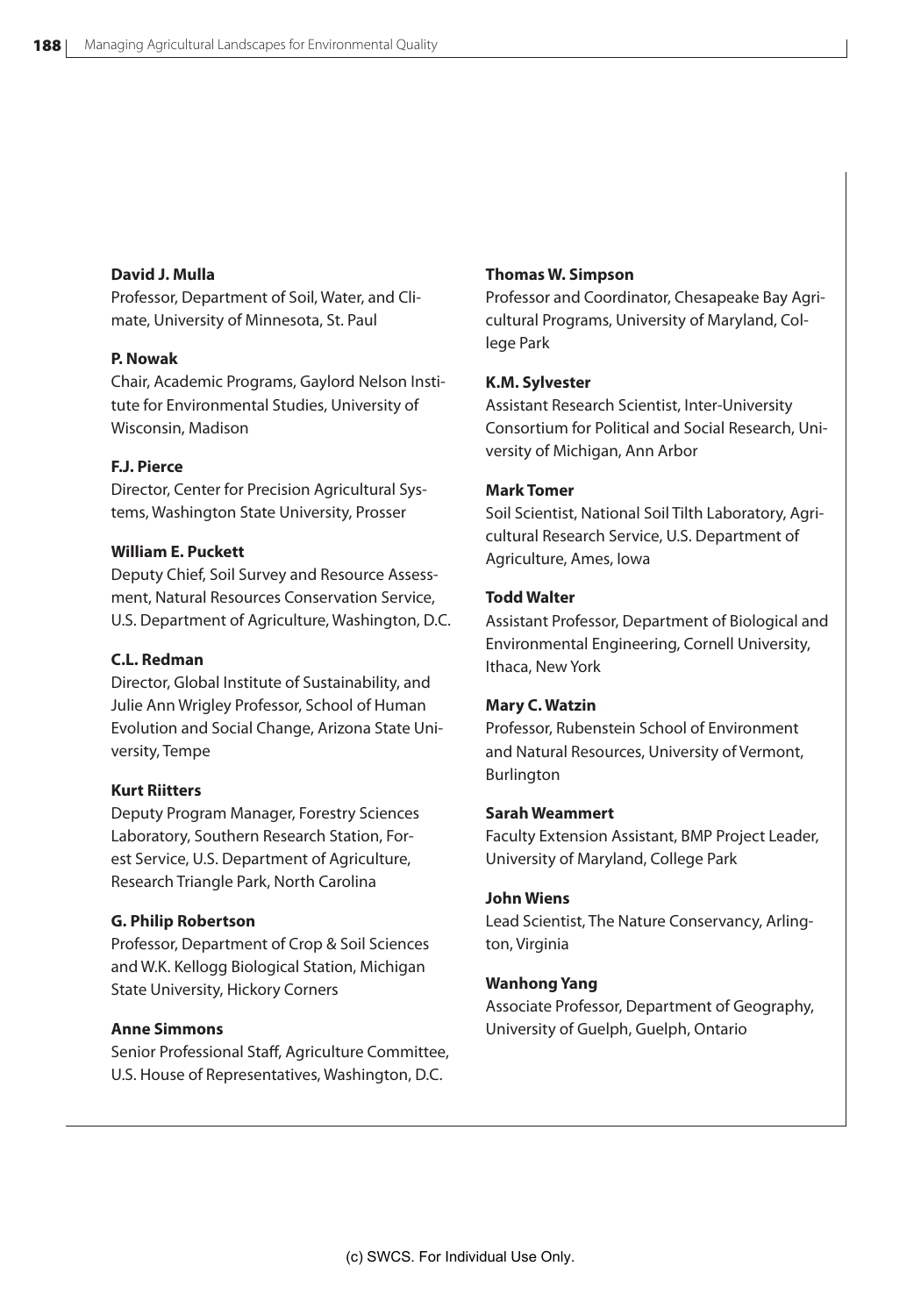**David J. Mulla**
Professor, Department of Soil, Water, and Climate, University of Minnesota, St. Paul

**P. Nowak**
Chair, Academic Programs, Gaylord Nelson Institute for Environmental Studies, University of Wisconsin, Madison

**F.J. Pierce**
Director, Center for Precision Agricultural Systems, Washington State University, Prosser

**William E. Puckett**
Deputy Chief, Soil Survey and Resource Assessment, Natural Resources Conservation Service, U.S. Department of Agriculture, Washington, D.C.

**C.L. Redman**
Director, Global Institute of Sustainability, and Julie Ann Wrigley Professor, School of Human Evolution and Social Change, Arizona State University, Tempe

**Kurt Riitters**
Deputy Program Manager, Forestry Sciences Laboratory, Southern Research Station, Forest Service, U.S. Department of Agriculture, Research Triangle Park, North Carolina

**G. Philip Robertson**
Professor, Department of Crop & Soil Sciences and W.K. Kellogg Biological Station, Michigan State University, Hickory Corners

**Anne Simmons**
Senior Professional Staff, Agriculture Committee, U.S. House of Representatives, Washington, D.C.

**Thomas W. Simpson**
Professor and Coordinator, Chesapeake Bay Agricultural Programs, University of Maryland, College Park

**K.M. Sylvester**
Assistant Research Scientist, Inter-University Consortium for Political and Social Research, University of Michigan, Ann Arbor

**Mark Tomer**
Soil Scientist, National Soil Tilth Laboratory, Agricultural Research Service, U.S. Department of Agriculture, Ames, Iowa

**Todd Walter**
Assistant Professor, Department of Biological and Environmental Engineering, Cornell University, Ithaca, New York

**Mary C. Watzin**
Professor, Rubenstein School of Environment and Natural Resources, University of Vermont, Burlington

**Sarah Weammert**
Faculty Extension Assistant, BMP Project Leader, University of Maryland, College Park

**John Wiens**
Lead Scientist, The Nature Conservancy, Arlington, Virginia

**Wanhong Yang**
Associate Professor, Department of Geography, University of Guelph, Guelph, Ontario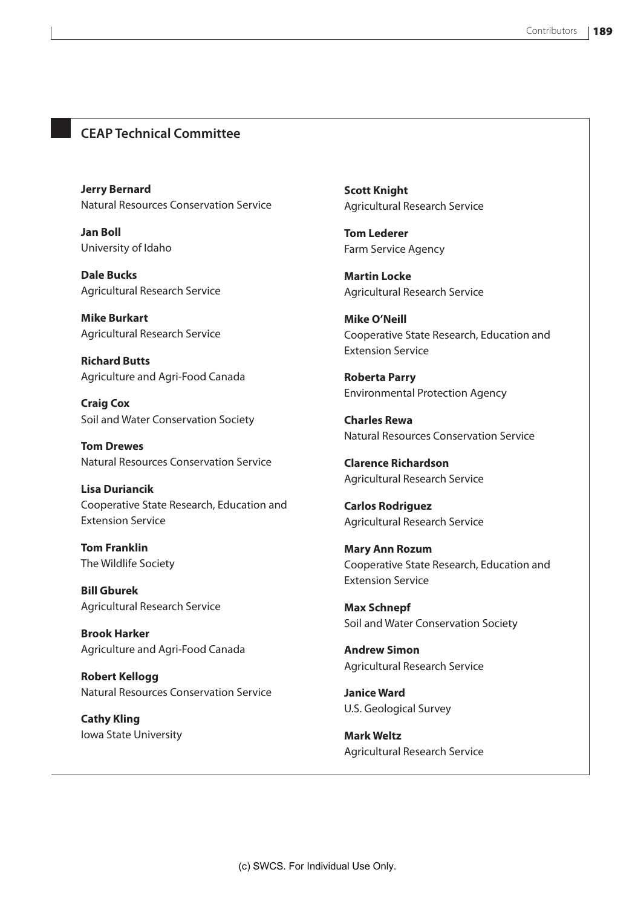## CEAP Technical Committee

**Jerry Bernard**
Natural Resources Conservation Service

**Jan Boll**
University of Idaho

**Dale Bucks**
Agricultural Research Service

**Mike Burkart**
Agricultural Research Service

**Richard Butts**
Agriculture and Agri-Food Canada

**Craig Cox**
Soil and Water Conservation Society

**Tom Drewes**
Natural Resources Conservation Service

**Lisa Duriancik**
Cooperative State Research, Education and Extension Service

**Tom Franklin**
The Wildlife Society

**Bill Gburek**
Agricultural Research Service

**Brook Harker**
Agriculture and Agri-Food Canada

**Robert Kellogg**
Natural Resources Conservation Service

**Cathy Kling**
Iowa State University

**Scott Knight**
Agricultural Research Service

**Tom Lederer**
Farm Service Agency

**Martin Locke**
Agricultural Research Service

**Mike O'Neill**
Cooperative State Research, Education and Extension Service

**Roberta Parry**
Environmental Protection Agency

**Charles Rewa**
Natural Resources Conservation Service

**Clarence Richardson**
Agricultural Research Service

**Carlos Rodriguez**
Agricultural Research Service

**Mary Ann Rozum**
Cooperative State Research, Education and Extension Service

**Max Schnepf**
Soil and Water Conservation Society

**Andrew Simon**
Agricultural Research Service

**Janice Ward**
U.S. Geological Survey

**Mark Weltz**
Agricultural Research Service

(c) SWCS. For Individual Use Only.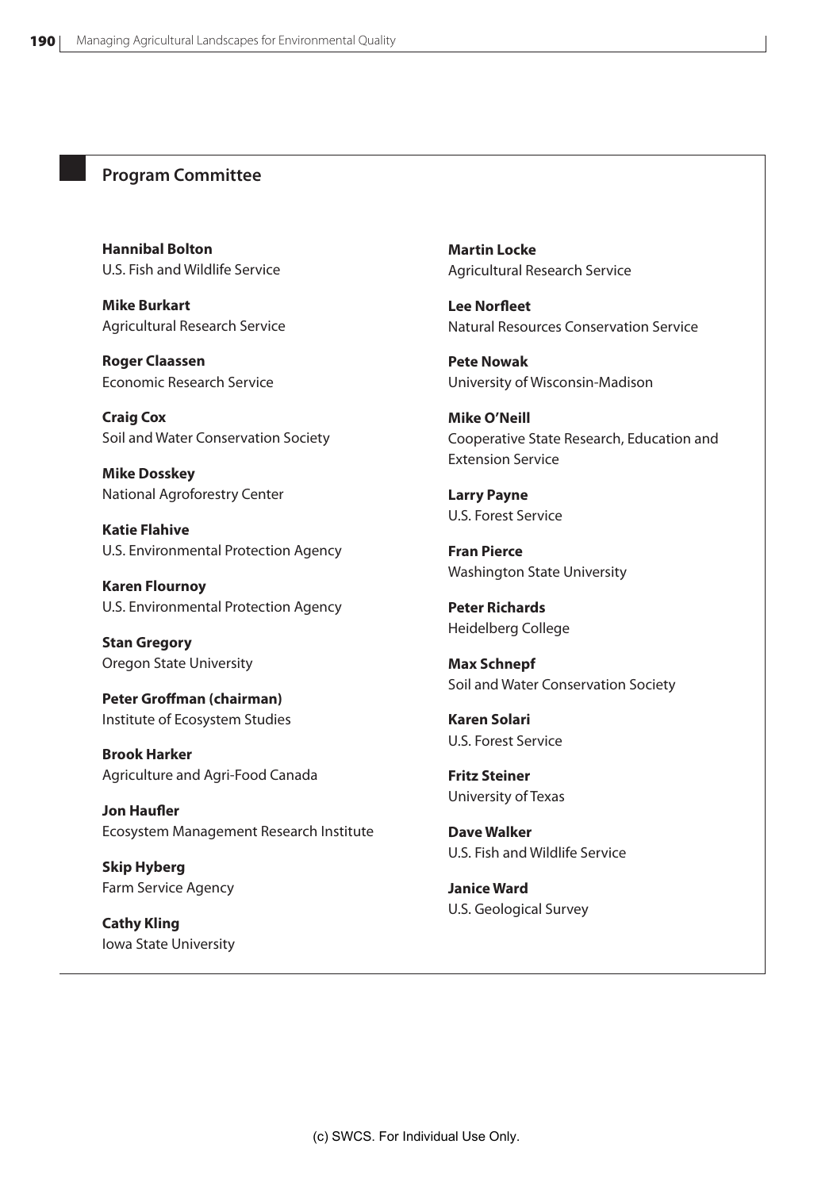## Program Committee

**Hannibal Bolton**
U.S. Fish and Wildlife Service

**Mike Burkart**
Agricultural Research Service

**Roger Claassen**
Economic Research Service

**Craig Cox**
Soil and Water Conservation Society

**Mike Dosskey**
National Agroforestry Center

**Katie Flahive**
U.S. Environmental Protection Agency

**Karen Flournoy**
U.S. Environmental Protection Agency

**Stan Gregory**
Oregon State University

**Peter Groffman (chairman)**
Institute of Ecosystem Studies

**Brook Harker**
Agriculture and Agri-Food Canada

**Jon Haufler**
Ecosystem Management Research Institute

**Skip Hyberg**
Farm Service Agency

**Cathy Kling**
Iowa State University

**Martin Locke**
Agricultural Research Service

**Lee Norfleet**
Natural Resources Conservation Service

**Pete Nowak**
University of Wisconsin-Madison

**Mike O'Neill**
Cooperative State Research, Education and Extension Service

**Larry Payne**
U.S. Forest Service

**Fran Pierce**
Washington State University

**Peter Richards**
Heidelberg College

**Max Schnepf**
Soil and Water Conservation Society

**Karen Solari**
U.S. Forest Service

**Fritz Steiner**
University of Texas

**Dave Walker**
U.S. Fish and Wildlife Service

**Janice Ward**
U.S. Geological Survey